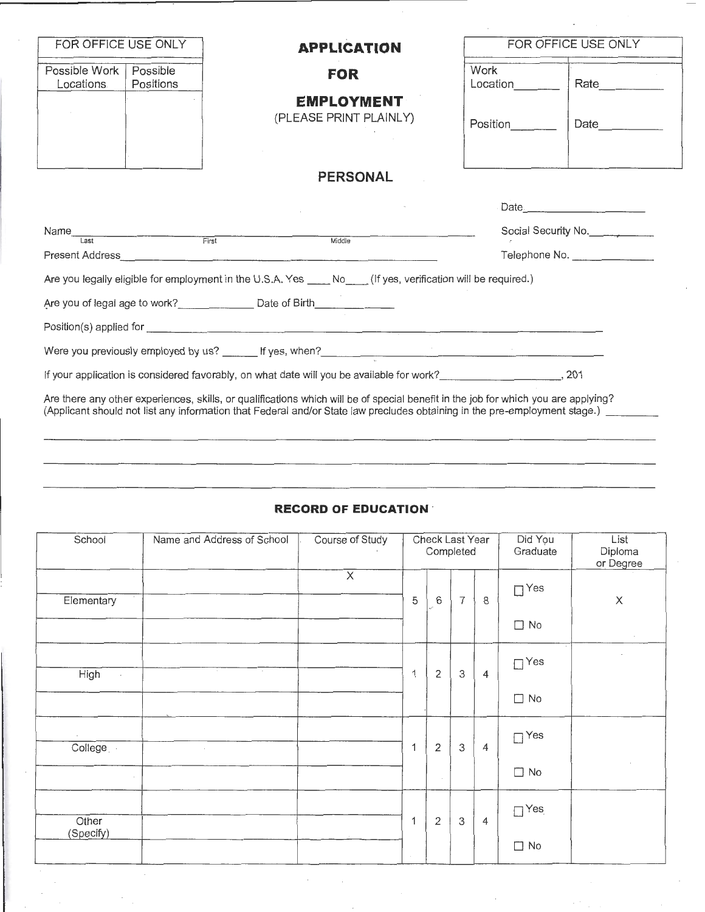| FOR OFFICE USE ONLY | |
|---|---|
| Possible Work Locations | Possible Positions |
| | |

# APPLICATION FOR EMPLOYMENT

(PLEASE PRINT PLAINLY)

| FOR OFFICE USE ONLY | |
|---|---|
| Work Location_______ | Rate_________ |
| Position_______ | Date_________ |

## PERSONAL

Date_____________________

Name______________________________________________________________ (Last, First, Middle)

Social Security No.___________

Present Address_____________________________________________________

Telephone No. ______________

Are you legally eligible for employment in the U.S.A. Yes ____ No____ (If yes, verification will be required.)

Are you of legal age to work?_____________ Date of Birth_____________

Position(s) applied for ___________________________________________________________________________

Were you previously employed by us? ______ If yes, when?____________________________________________

If your application is considered favorably, on what date will you be available for work?_____________________, 201

Are there any other experiences, skills, or qualifications which will be of special benefit in the job for which you are applying? (Applicant should not list any information that Federal and/or State law precludes obtaining in the pre-employment stage.) _________

_____________________________________________________________________________________________

_____________________________________________________________________________________________

_____________________________________________________________________________________________

## RECORD OF EDUCATION

| School | Name and Address of School | Course of Study | Check Last Year Completed | Did You Graduate | List Diploma or Degree |
|---|---|---|---|---|---|
| Elementary | | X | 5 6 7 8 | ☐ Yes ☐ No | X |
| High | | | 1 2 3 4 | ☐ Yes ☐ No | |
| College | | | 1 2 3 4 | ☐ Yes ☐ No | |
| Other (Specify) | | | 1 2 3 4 | ☐ Yes ☐ No | |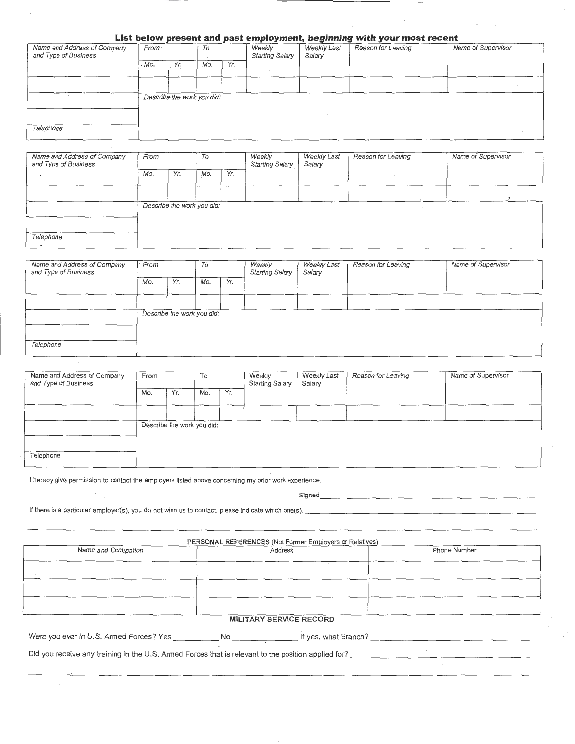## List below present and past employment, beginning with your most recent

| Name and Address of Company and Type of Business | From | | To | | Weekly Starting Salary | Weekly Last Salary | Reason for Leaving | Name of Supervisor |
|---|---|---|---|---|---|---|---|---|
| | Mo. | Yr. | Mo. | Yr. | | | | |
| | | | | | | | | |
| | Describe the work you did: | | | | | | | |
| | | | | | | | | |
| Telephone | | | | | | | | |

| Name and Address of Company and Type of Business | From | | To | | Weekly Starting Salary | Weekly Last Salary | Reason for Leaving | Name of Supervisor |
|---|---|---|---|---|---|---|---|---|
| | Mo. | Yr. | Mo. | Yr. | | | | |
| | | | | | | | | |
| | Describe the work you did: | | | | | | | |
| | | | | | | | | |
| Telephone | | | | | | | | |

| Name and Address of Company and Type of Business | From | | To | | Weekly Starting Salary | Weekly Last Salary | Reason for Leaving | Name of Supervisor |
|---|---|---|---|---|---|---|---|---|
| | Mo. | Yr. | Mo. | Yr. | | | | |
| | | | | | | | | |
| | Describe the work you did: | | | | | | | |
| | | | | | | | | |
| Telephone | | | | | | | | |

| Name and Address of Company and Type of Business | From | | To | | Weekly Starting Salary | Weekly Last Salary | Reason for Leaving | Name of Supervisor |
|---|---|---|---|---|---|---|---|---|
| | Mo. | Yr. | Mo. | Yr. | | | | |
| | | | | | | | | |
| | Describe the work you did: | | | | | | | |
| | | | | | | | | |
| Telephone | | | | | | | | |

I hereby give permission to contact the employers listed above concerning my prior work experience.

Signed\_\_\_\_\_\_\_\_\_\_\_\_\_\_\_\_\_\_\_\_\_\_\_\_\_\_\_\_\_\_\_\_\_\_\_\_

If there is a particular employer(s), you do not wish us to contact, please indicate which one(s). \_\_\_\_\_\_\_\_\_\_\_\_\_\_\_\_\_\_\_\_\_\_\_\_\_\_\_\_\_\_\_\_\_\_\_\_

### PERSONAL REFERENCES (Not Former Employers or Relatives)

| Name and Occupation | Address | Phone Number |
|---|---|---|
| | | |
| | | |
| | | |

### MILITARY SERVICE RECORD

Were you ever in U.S. Armed Forces? Yes \_\_\_\_\_\_\_\_\_\_ No \_\_\_\_\_\_\_\_\_\_\_\_\_\_ If yes, what Branch? \_\_\_\_\_\_\_\_\_\_\_\_\_\_\_\_\_\_\_\_\_\_\_\_\_\_\_\_\_\_

Did you receive any training in the U.S. Armed Forces that is relevant to the position applied for? \_\_\_\_\_\_\_\_\_\_\_\_\_\_\_\_\_\_\_\_\_\_\_\_\_\_\_\_\_\_